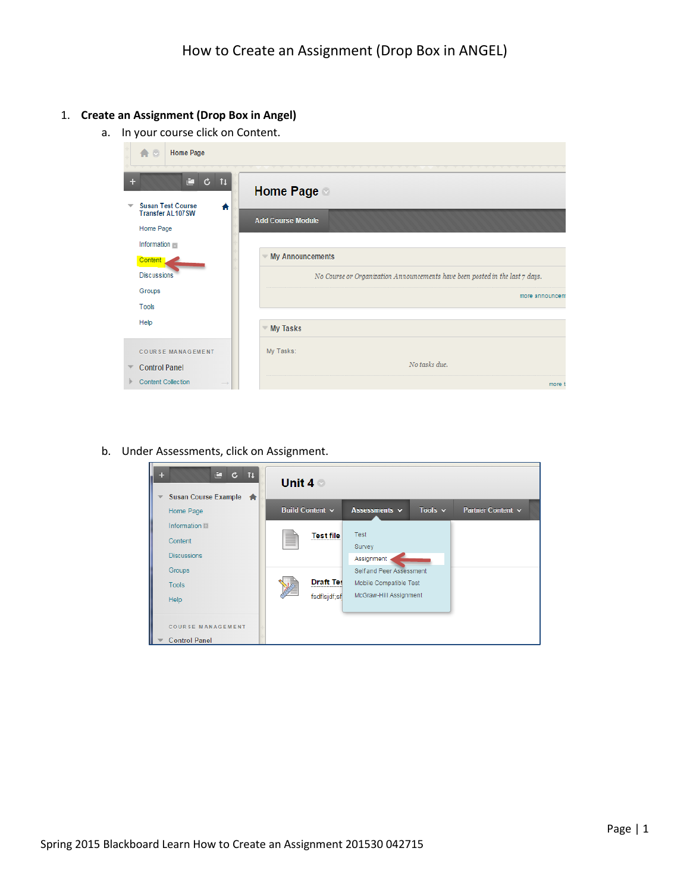# How to Create an Assignment (Drop Box in ANGEL)

1. **Create an Assignment (Drop Box in Angel)**
   a. In your course click on Content.

   b. Under Assessments, click on Assignment.

Spring 2015 Blackboard Learn How to Create an Assignment 201530 042715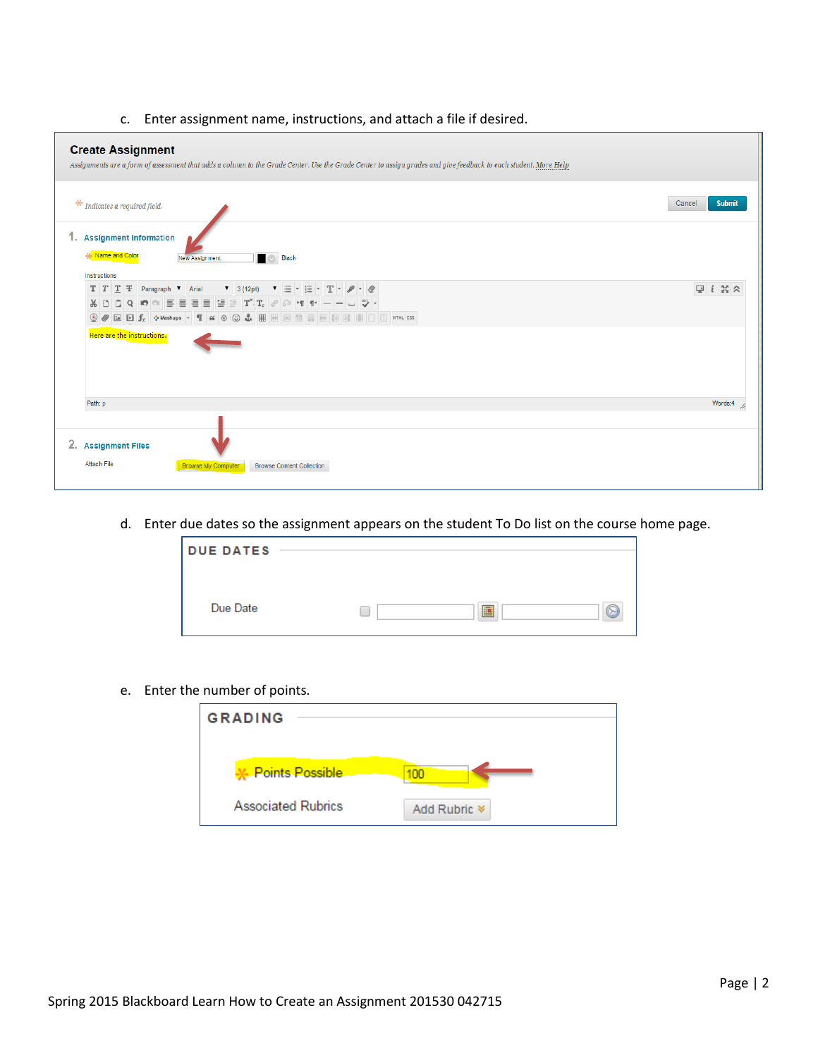c. Enter assignment name, instructions, and attach a file if desired.

**Create Assignment**

*Assignments are a form of assessment that adds a column to the Grade Center. Use the Grade Center to assign grades and give feedback to each student.* More Help

\* *Indicates a required field.*

Cancel Submit

1. **Assignment Information**

\* Name and Color: New Assignment — Black

Instructions

Here are the instructions.

Path: p — Words:4

2. **Assignment Files**

Attach File: Browse My Computer | Browse Content Collection

d. Enter due dates so the assignment appears on the student To Do list on the course home page.

**DUE DATES**

Due Date

e. Enter the number of points.

**GRADING**

\* Points Possible: 100

Associated Rubrics: Add Rubric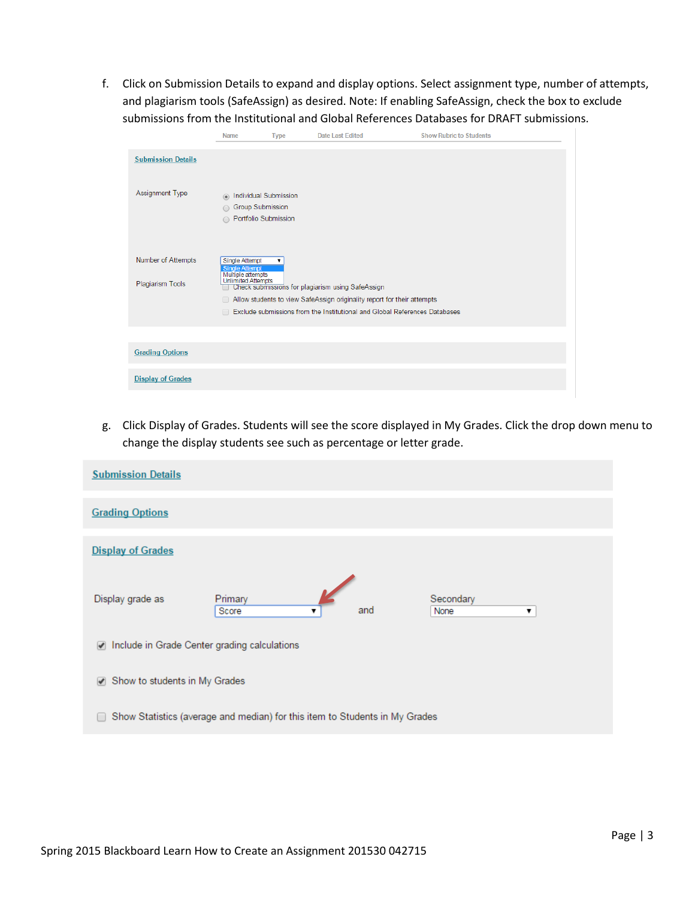f. Click on Submission Details to expand and display options. Select assignment type, number of attempts, and plagiarism tools (SafeAssign) as desired. Note: If enabling SafeAssign, check the box to exclude submissions from the Institutional and Global References Databases for DRAFT submissions.

Name Type Date Last Edited Show Rubric to Students

Submission Details

Assignment Type
- Individual Submission
- Group Submission
- Portfolio Submission

Number of Attempts: Single Attempt (Single Attempt / Multiple attempts / Unlimited Attempts)

Plagiarism Tools
- Check submissions for plagiarism using SafeAssign
- Allow students to view SafeAssign originality report for their attempts
- Exclude submissions from the Institutional and Global References Databases

Grading Options

Display of Grades

g. Click Display of Grades. Students will see the score displayed in My Grades. Click the drop down menu to change the display students see such as percentage or letter grade.

Submission Details

Grading Options

Display of Grades

Display grade as — Primary: Score and Secondary: None

- Include in Grade Center grading calculations
- Show to students in My Grades
- Show Statistics (average and median) for this item to Students in My Grades

Spring 2015 Blackboard Learn How to Create an Assignment 201530 042715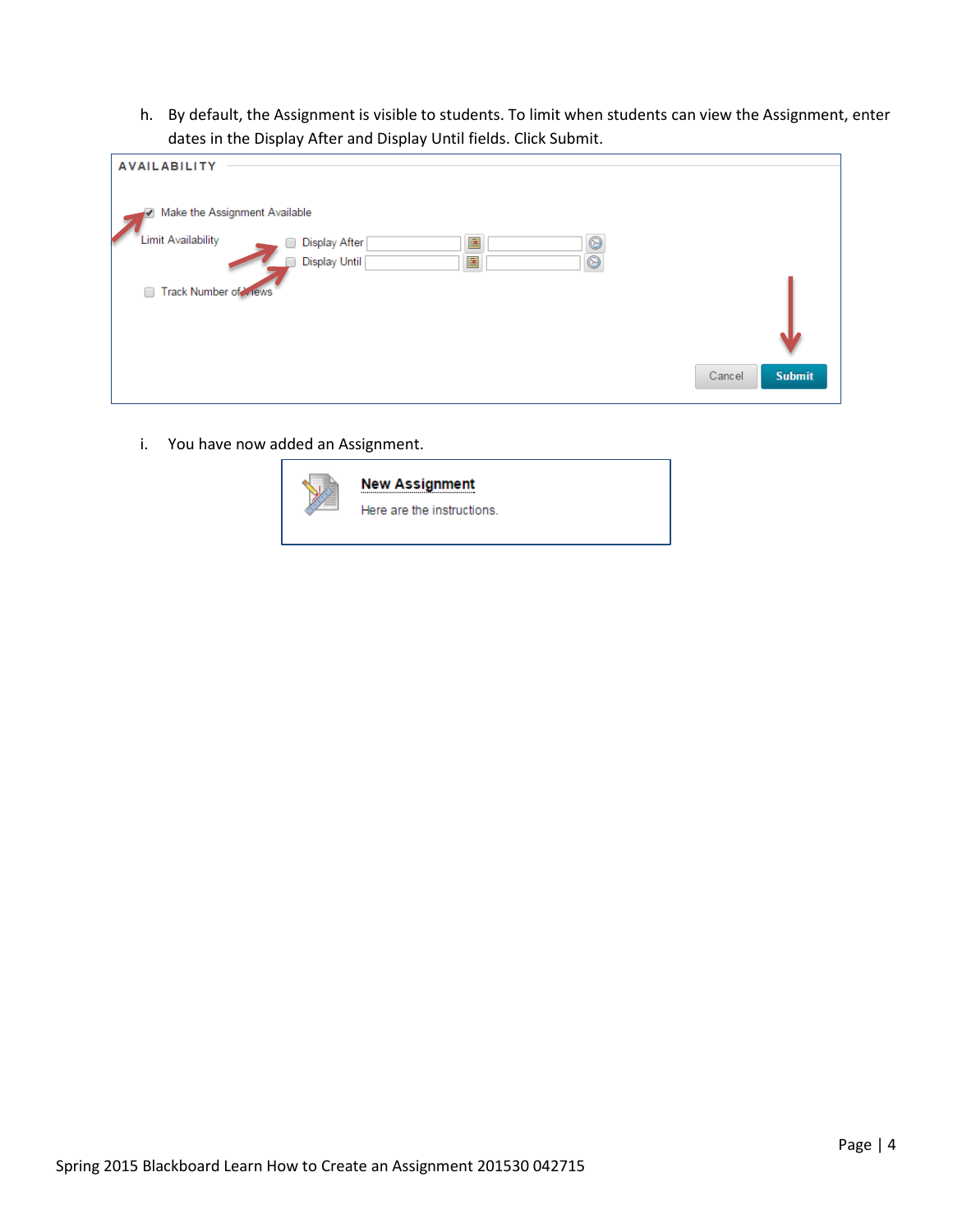h. By default, the Assignment is visible to students. To limit when students can view the Assignment, enter dates in the Display After and Display Until fields. Click Submit.

AVAILABILITY

Make the Assignment Available

Limit Availability

Display After

Display Until

Track Number of Views

Cancel

Submit

i. You have now added an Assignment.

New Assignment

Here are the instructions.